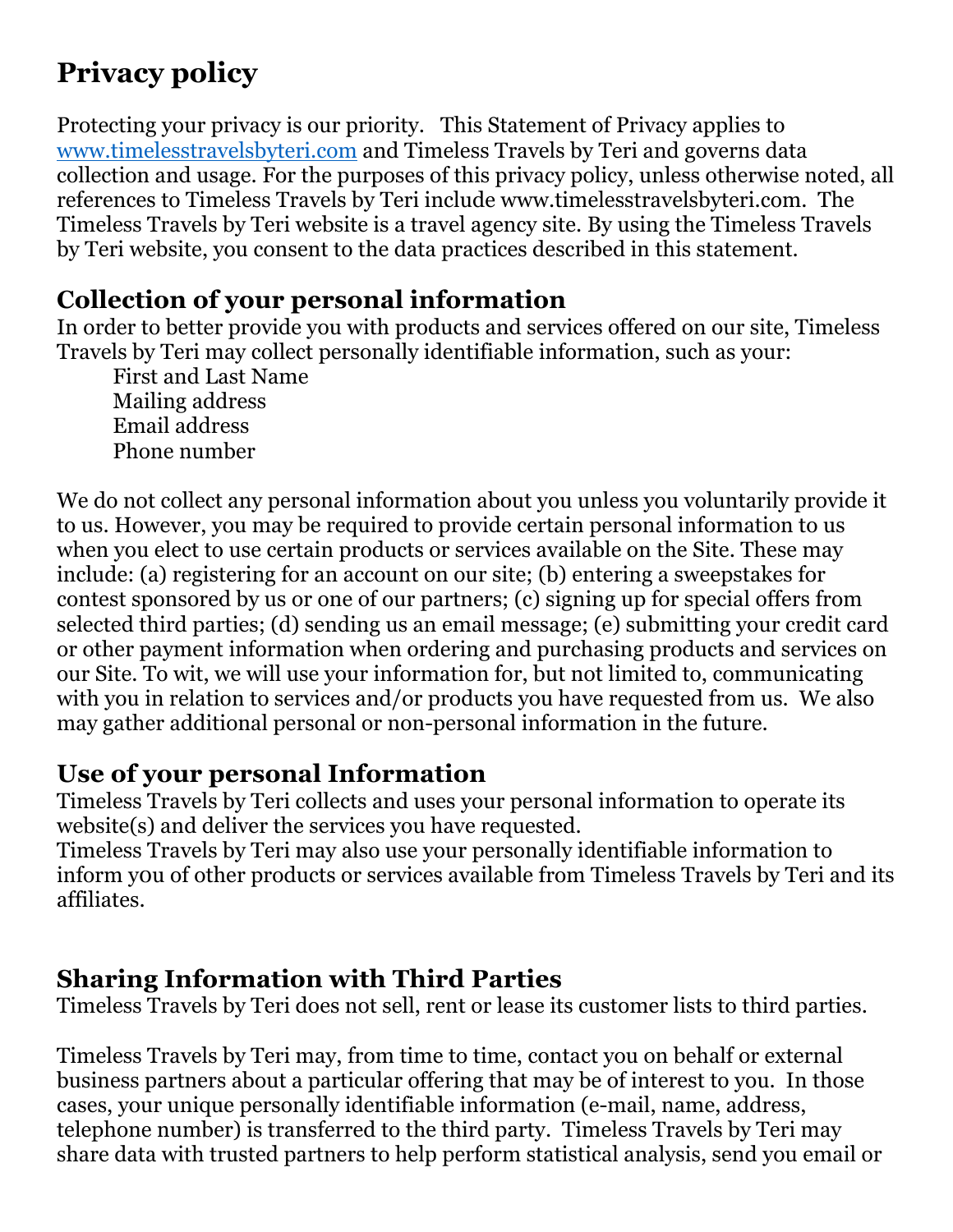# Privacy policy

Protecting your privacy is our priority. This Statement of Privacy applies to [www.timelesstravelsbyteri.com](http://www.timelesstravelsbyteri.com) and Timeless Travels by Teri and governs data collection and usage. For the purposes of this privacy policy, unless otherwise noted, all references to Timeless Travels by Teri include www.timelesstravelsbyteri.com. The Timeless Travels by Teri website is a travel agency site. By using the Timeless Travels by Teri website, you consent to the data practices described in this statement.

## Collection of your personal information

In order to better provide you with products and services offered on our site, Timeless Travels by Teri may collect personally identifiable information, such as your:

First and Last Name
Mailing address
Email address
Phone number

We do not collect any personal information about you unless you voluntarily provide it to us. However, you may be required to provide certain personal information to us when you elect to use certain products or services available on the Site. These may include: (a) registering for an account on our site; (b) entering a sweepstakes for contest sponsored by us or one of our partners; (c) signing up for special offers from selected third parties; (d) sending us an email message; (e) submitting your credit card or other payment information when ordering and purchasing products and services on our Site. To wit, we will use your information for, but not limited to, communicating with you in relation to services and/or products you have requested from us. We also may gather additional personal or non-personal information in the future.

## Use of your personal Information

Timeless Travels by Teri collects and uses your personal information to operate its website(s) and deliver the services you have requested.
Timeless Travels by Teri may also use your personally identifiable information to inform you of other products or services available from Timeless Travels by Teri and its affiliates.

## Sharing Information with Third Parties

Timeless Travels by Teri does not sell, rent or lease its customer lists to third parties.

Timeless Travels by Teri may, from time to time, contact you on behalf or external business partners about a particular offering that may be of interest to you. In those cases, your unique personally identifiable information (e-mail, name, address, telephone number) is transferred to the third party. Timeless Travels by Teri may share data with trusted partners to help perform statistical analysis, send you email or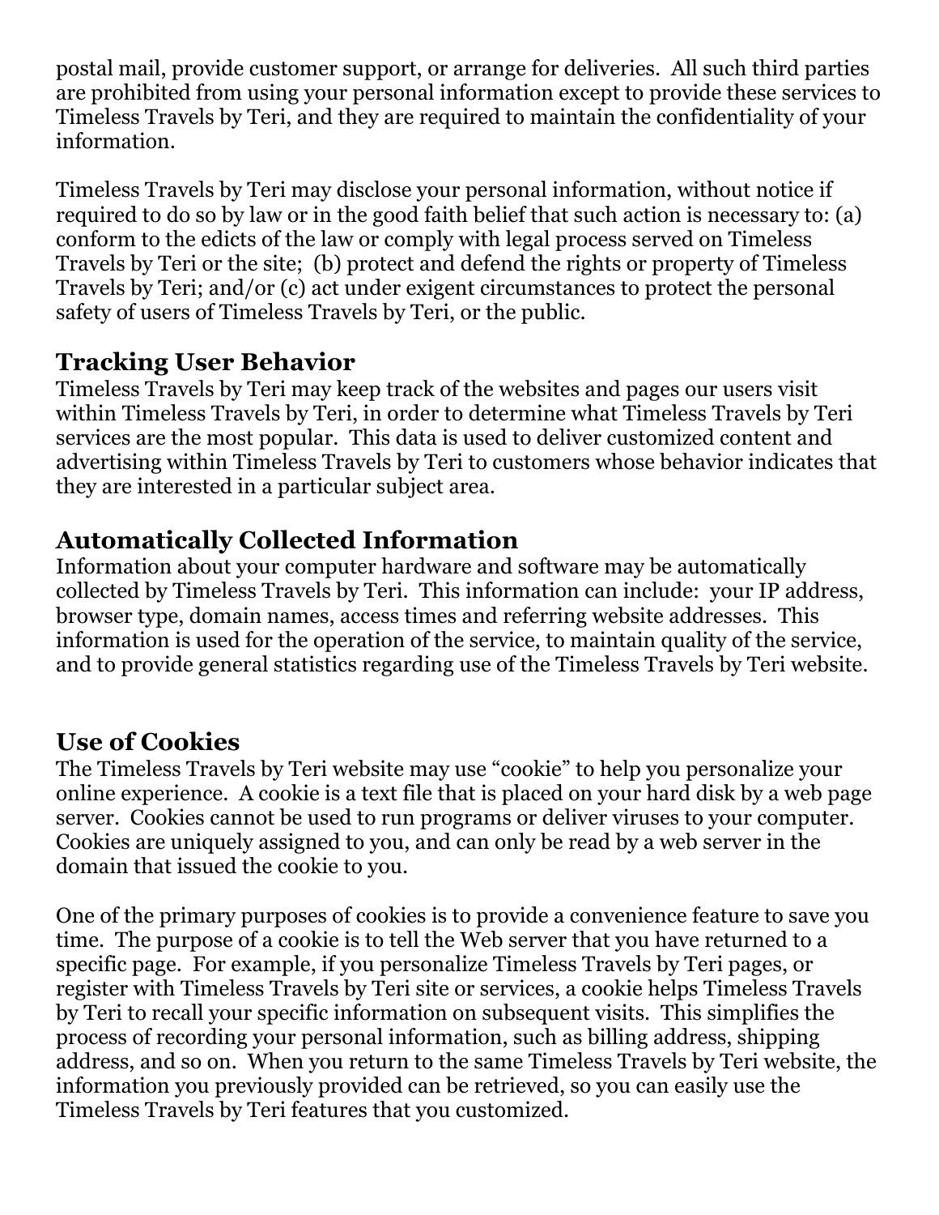postal mail, provide customer support, or arrange for deliveries. All such third parties are prohibited from using your personal information except to provide these services to Timeless Travels by Teri, and they are required to maintain the confidentiality of your information.

Timeless Travels by Teri may disclose your personal information, without notice if required to do so by law or in the good faith belief that such action is necessary to: (a) conform to the edicts of the law or comply with legal process served on Timeless Travels by Teri or the site; (b) protect and defend the rights or property of Timeless Travels by Teri; and/or (c) act under exigent circumstances to protect the personal safety of users of Timeless Travels by Teri, or the public.

## Tracking User Behavior

Timeless Travels by Teri may keep track of the websites and pages our users visit within Timeless Travels by Teri, in order to determine what Timeless Travels by Teri services are the most popular. This data is used to deliver customized content and advertising within Timeless Travels by Teri to customers whose behavior indicates that they are interested in a particular subject area.

## Automatically Collected Information

Information about your computer hardware and software may be automatically collected by Timeless Travels by Teri. This information can include: your IP address, browser type, domain names, access times and referring website addresses. This information is used for the operation of the service, to maintain quality of the service, and to provide general statistics regarding use of the Timeless Travels by Teri website.

## Use of Cookies

The Timeless Travels by Teri website may use "cookie" to help you personalize your online experience. A cookie is a text file that is placed on your hard disk by a web page server. Cookies cannot be used to run programs or deliver viruses to your computer. Cookies are uniquely assigned to you, and can only be read by a web server in the domain that issued the cookie to you.

One of the primary purposes of cookies is to provide a convenience feature to save you time. The purpose of a cookie is to tell the Web server that you have returned to a specific page. For example, if you personalize Timeless Travels by Teri pages, or register with Timeless Travels by Teri site or services, a cookie helps Timeless Travels by Teri to recall your specific information on subsequent visits. This simplifies the process of recording your personal information, such as billing address, shipping address, and so on. When you return to the same Timeless Travels by Teri website, the information you previously provided can be retrieved, so you can easily use the Timeless Travels by Teri features that you customized.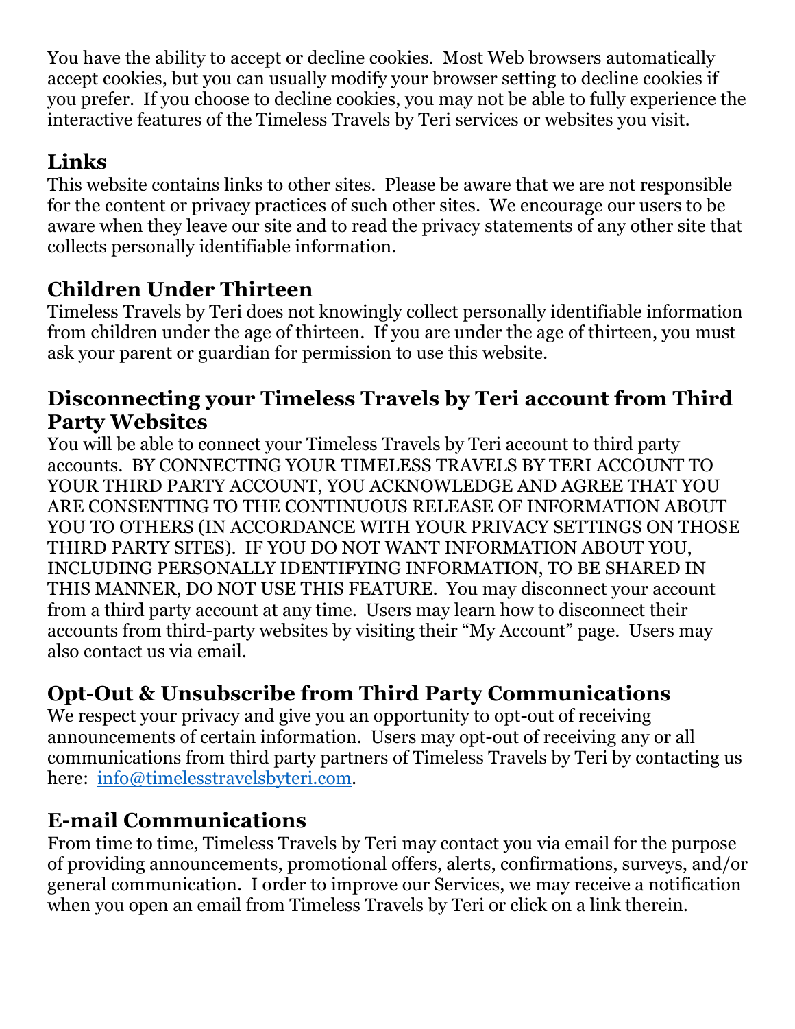You have the ability to accept or decline cookies. Most Web browsers automatically accept cookies, but you can usually modify your browser setting to decline cookies if you prefer. If you choose to decline cookies, you may not be able to fully experience the interactive features of the Timeless Travels by Teri services or websites you visit.

## Links

This website contains links to other sites. Please be aware that we are not responsible for the content or privacy practices of such other sites. We encourage our users to be aware when they leave our site and to read the privacy statements of any other site that collects personally identifiable information.

## Children Under Thirteen

Timeless Travels by Teri does not knowingly collect personally identifiable information from children under the age of thirteen. If you are under the age of thirteen, you must ask your parent or guardian for permission to use this website.

## Disconnecting your Timeless Travels by Teri account from Third Party Websites

You will be able to connect your Timeless Travels by Teri account to third party accounts. BY CONNECTING YOUR TIMELESS TRAVELS BY TERI ACCOUNT TO YOUR THIRD PARTY ACCOUNT, YOU ACKNOWLEDGE AND AGREE THAT YOU ARE CONSENTING TO THE CONTINUOUS RELEASE OF INFORMATION ABOUT YOU TO OTHERS (IN ACCORDANCE WITH YOUR PRIVACY SETTINGS ON THOSE THIRD PARTY SITES). IF YOU DO NOT WANT INFORMATION ABOUT YOU, INCLUDING PERSONALLY IDENTIFYING INFORMATION, TO BE SHARED IN THIS MANNER, DO NOT USE THIS FEATURE. You may disconnect your account from a third party account at any time. Users may learn how to disconnect their accounts from third-party websites by visiting their "My Account" page. Users may also contact us via email.

## Opt-Out & Unsubscribe from Third Party Communications

We respect your privacy and give you an opportunity to opt-out of receiving announcements of certain information. Users may opt-out of receiving any or all communications from third party partners of Timeless Travels by Teri by contacting us here: info@timelesstravelsbyteri.com.

## E-mail Communications

From time to time, Timeless Travels by Teri may contact you via email for the purpose of providing announcements, promotional offers, alerts, confirmations, surveys, and/or general communication. I order to improve our Services, we may receive a notification when you open an email from Timeless Travels by Teri or click on a link therein.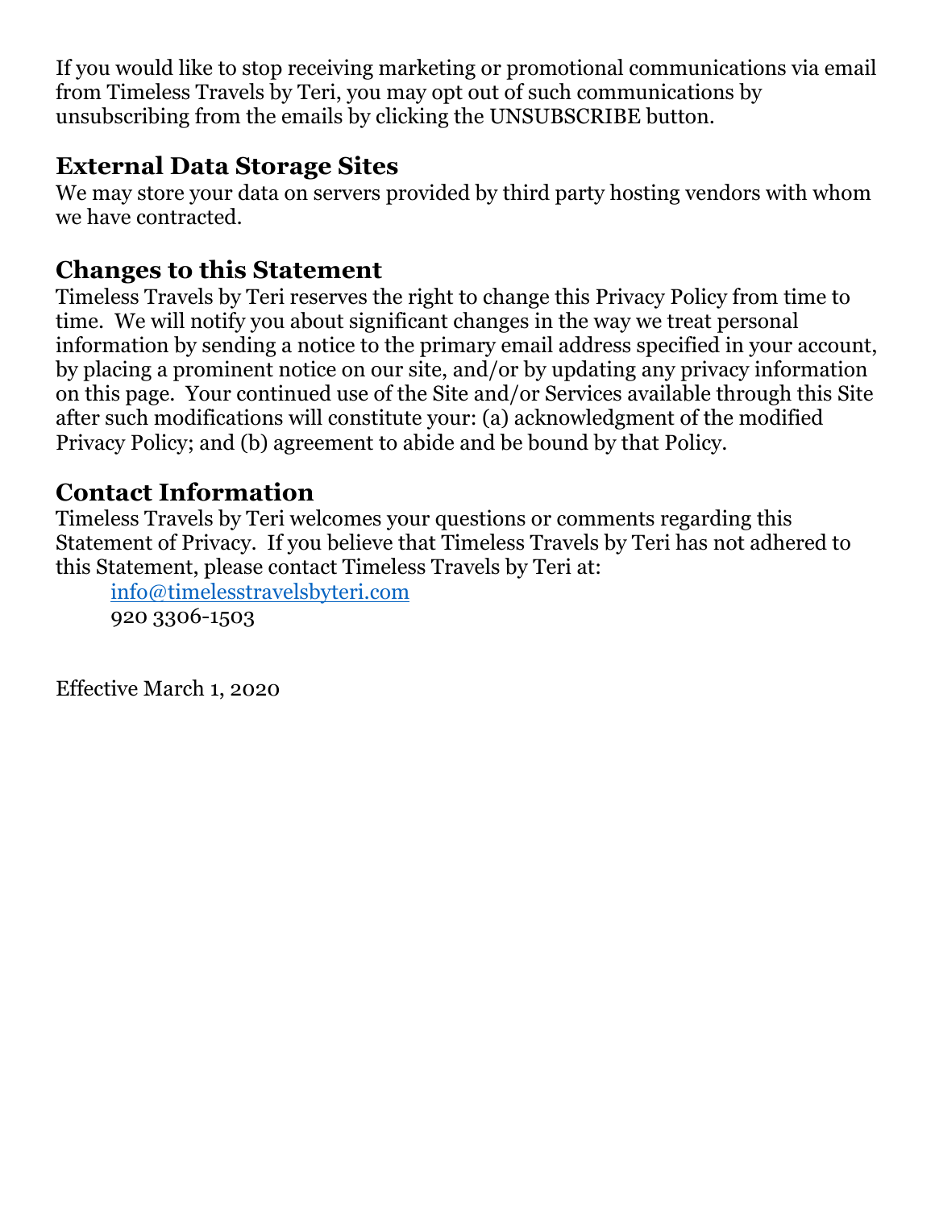If you would like to stop receiving marketing or promotional communications via email from Timeless Travels by Teri, you may opt out of such communications by unsubscribing from the emails by clicking the UNSUBSCRIBE button.

## External Data Storage Sites

We may store your data on servers provided by third party hosting vendors with whom we have contracted.

## Changes to this Statement

Timeless Travels by Teri reserves the right to change this Privacy Policy from time to time. We will notify you about significant changes in the way we treat personal information by sending a notice to the primary email address specified in your account, by placing a prominent notice on our site, and/or by updating any privacy information on this page. Your continued use of the Site and/or Services available through this Site after such modifications will constitute your: (a) acknowledgment of the modified Privacy Policy; and (b) agreement to abide and be bound by that Policy.

## Contact Information

Timeless Travels by Teri welcomes your questions or comments regarding this Statement of Privacy. If you believe that Timeless Travels by Teri has not adhered to this Statement, please contact Timeless Travels by Teri at:

info@timelesstravelsbyteri.com
920 3306-1503

Effective March 1, 2020